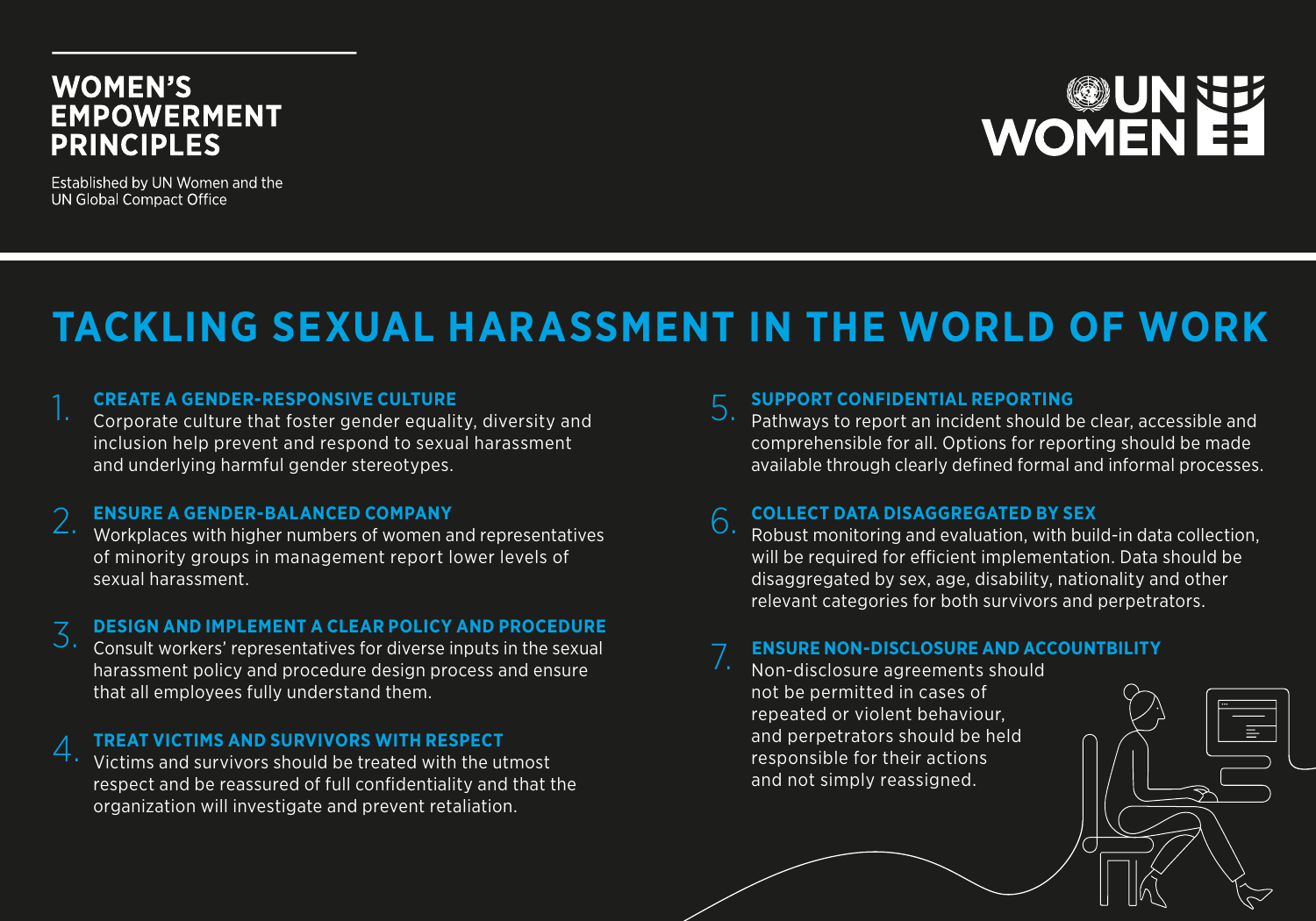# WOMEN'S EMPOWERMENT PRINCIPLES

Established by UN Women and the UN Global Compact Office

UN WOMEN

## TACKLING SEXUAL HARASSMENT IN THE WORLD OF WORK

1. **CREATE A GENDER-RESPONSIVE CULTURE**
   Corporate culture that foster gender equality, diversity and inclusion help prevent and respond to sexual harassment and underlying harmful gender stereotypes.

2. **ENSURE A GENDER-BALANCED COMPANY**
   Workplaces with higher numbers of women and representatives of minority groups in management report lower levels of sexual harassment.

3. **DESIGN AND IMPLEMENT A CLEAR POLICY AND PROCEDURE**
   Consult workers' representatives for diverse inputs in the sexual harassment policy and procedure design process and ensure that all employees fully understand them.

4. **TREAT VICTIMS AND SURVIVORS WITH RESPECT**
   Victims and survivors should be treated with the utmost respect and be reassured of full confidentiality and that the organization will investigate and prevent retaliation.

5. **SUPPORT CONFIDENTIAL REPORTING**
   Pathways to report an incident should be clear, accessible and comprehensible for all. Options for reporting should be made available through clearly defined formal and informal processes.

6. **COLLECT DATA DISAGGREGATED BY SEX**
   Robust monitoring and evaluation, with build-in data collection, will be required for efficient implementation. Data should be disaggregated by sex, age, disability, nationality and other relevant categories for both survivors and perpetrators.

7. **ENSURE NON-DISCLOSURE AND ACCOUNTBILITY**
   Non-disclosure agreements should not be permitted in cases of repeated or violent behaviour, and perpetrators should be held responsible for their actions and not simply reassigned.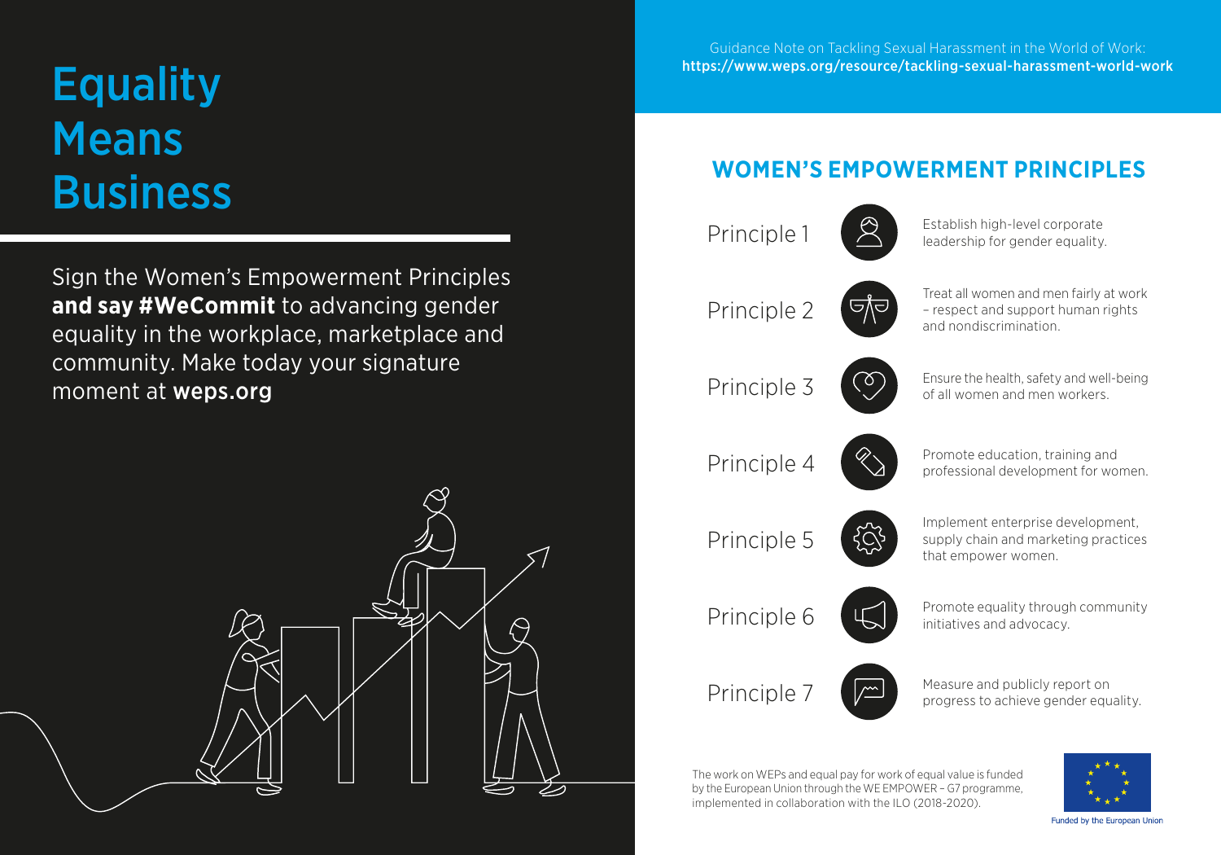# Equality Means Business

Sign the Women's Empowerment Principles **and say #WeCommit** to advancing gender equality in the workplace, marketplace and community. Make today your signature moment at **weps.org**

Guidance Note on Tackling Sexual Harassment in the World of Work:
**https://www.weps.org/resource/tackling-sexual-harassment-world-work**

## WOMEN'S EMPOWERMENT PRINCIPLES

Principle 1 — Establish high-level corporate leadership for gender equality.

Principle 2 — Treat all women and men fairly at work – respect and support human rights and nondiscrimination.

Principle 3 — Ensure the health, safety and well-being of all women and men workers.

Principle 4 — Promote education, training and professional development for women.

Principle 5 — Implement enterprise development, supply chain and marketing practices that empower women.

Principle 6 — Promote equality through community initiatives and advocacy.

Principle 7 — Measure and publicly report on progress to achieve gender equality.

The work on WEPs and equal pay for work of equal value is funded by the European Union through the WE EMPOWER – G7 programme, implemented in collaboration with the ILO (2018-2020).

Funded by the European Union